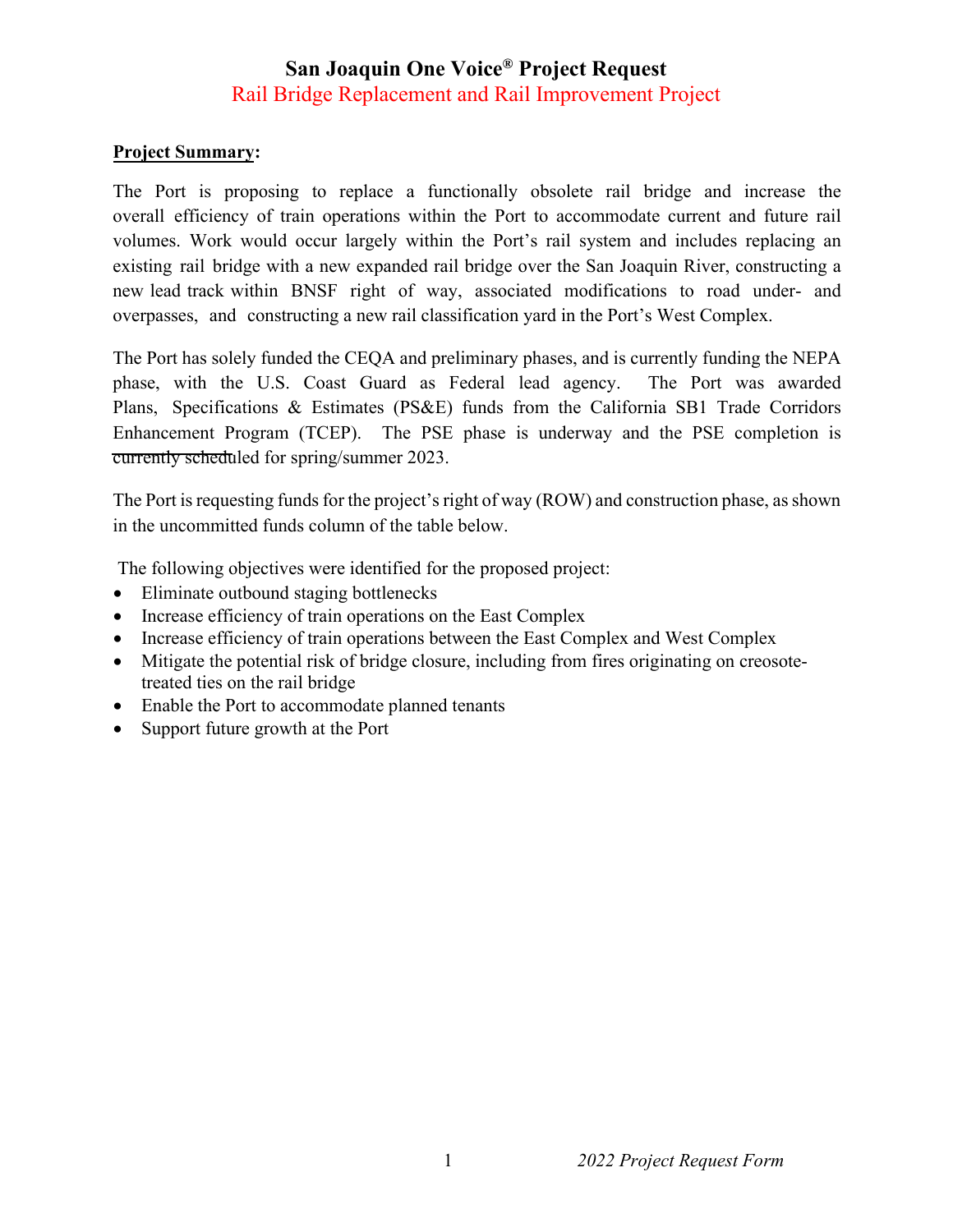# San Joaquin One Voice® Project Request

## Rail Bridge Replacement and Rail Improvement Project

**Project Summary:**

The Port is proposing to replace a functionally obsolete rail bridge and increase the overall efficiency of train operations within the Port to accommodate current and future rail volumes. Work would occur largely within the Port's rail system and includes replacing an existing rail bridge with a new expanded rail bridge over the San Joaquin River, constructing a new lead track within BNSF right of way, associated modifications to road under- and overpasses, and constructing a new rail classification yard in the Port's West Complex.

The Port has solely funded the CEQA and preliminary phases, and is currently funding the NEPA phase, with the U.S. Coast Guard as Federal lead agency. The Port was awarded Plans, Specifications & Estimates (PS&E) funds from the California SB1 Trade Corridors Enhancement Program (TCEP). The PSE phase is underway and the PSE completion is currently scheduled for spring/summer 2023.

The Port is requesting funds for the project's right of way (ROW) and construction phase, as shown in the uncommitted funds column of the table below.

The following objectives were identified for the proposed project:

- Eliminate outbound staging bottlenecks
- Increase efficiency of train operations on the East Complex
- Increase efficiency of train operations between the East Complex and West Complex
- Mitigate the potential risk of bridge closure, including from fires originating on creosote-treated ties on the rail bridge
- Enable the Port to accommodate planned tenants
- Support future growth at the Port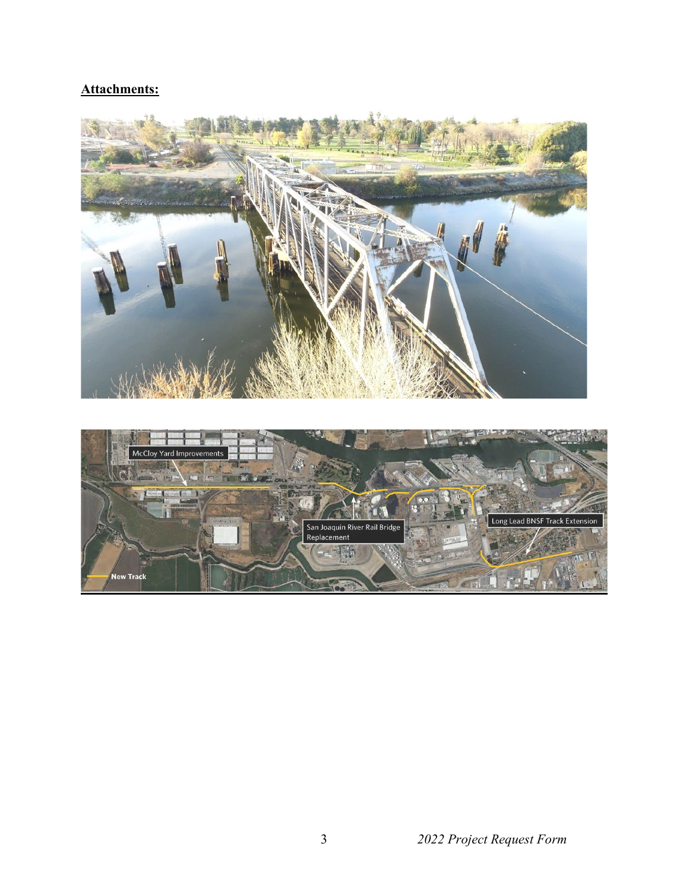**Attachments:**

McCloy Yard Improvements

San Joaquin River Rail Bridge Replacement

Long Lead BNSF Track Extension

New Track